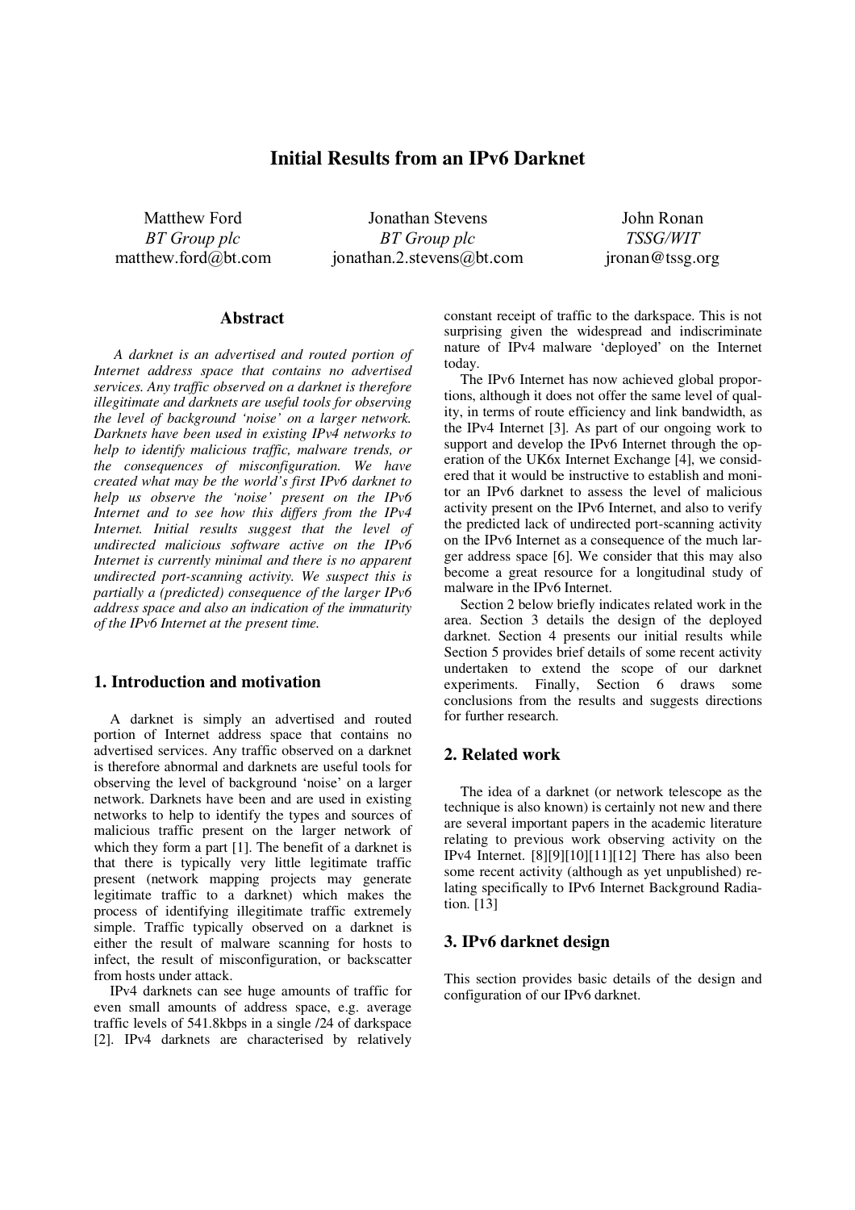# Initial Results from an IPv6 Darknet

Matthew Ford
*BT Group plc*
matthew.ford@bt.com

Jonathan Stevens
*BT Group plc*
jonathan.2.stevens@bt.com

John Ronan
*TSSG/WIT*
jronan@tssg.org

## Abstract

*A darknet is an advertised and routed portion of Internet address space that contains no advertised services. Any traffic observed on a darknet is therefore illegitimate and darknets are useful tools for observing the level of background 'noise' on a larger network. Darknets have been used in existing IPv4 networks to help to identify malicious traffic, malware trends, or the consequences of misconfiguration. We have created what may be the world's first IPv6 darknet to help us observe the 'noise' present on the IPv6 Internet and to see how this differs from the IPv4 Internet. Initial results suggest that the level of undirected malicious software active on the IPv6 Internet is currently minimal and there is no apparent undirected port-scanning activity. We suspect this is partially a (predicted) consequence of the larger IPv6 address space and also an indication of the immaturity of the IPv6 Internet at the present time.*

## 1. Introduction and motivation

A darknet is simply an advertised and routed portion of Internet address space that contains no advertised services. Any traffic observed on a darknet is therefore abnormal and darknets are useful tools for observing the level of background 'noise' on a larger network. Darknets have been and are used in existing networks to help to identify the types and sources of malicious traffic present on the larger network of which they form a part [1]. The benefit of a darknet is that there is typically very little legitimate traffic present (network mapping projects may generate legitimate traffic to a darknet) which makes the process of identifying illegitimate traffic extremely simple. Traffic typically observed on a darknet is either the result of malware scanning for hosts to infect, the result of misconfiguration, or backscatter from hosts under attack.

IPv4 darknets can see huge amounts of traffic for even small amounts of address space, e.g. average traffic levels of 541.8kbps in a single /24 of darkspace [2]. IPv4 darknets are characterised by relatively constant receipt of traffic to the darkspace. This is not surprising given the widespread and indiscriminate nature of IPv4 malware 'deployed' on the Internet today.

The IPv6 Internet has now achieved global proportions, although it does not offer the same level of quality, in terms of route efficiency and link bandwidth, as the IPv4 Internet [3]. As part of our ongoing work to support and develop the IPv6 Internet through the operation of the UK6x Internet Exchange [4], we considered that it would be instructive to establish and monitor an IPv6 darknet to assess the level of malicious activity present on the IPv6 Internet, and also to verify the predicted lack of undirected port-scanning activity on the IPv6 Internet as a consequence of the much larger address space [6]. We consider that this may also become a great resource for a longitudinal study of malware in the IPv6 Internet.

Section 2 below briefly indicates related work in the area. Section 3 details the design of the deployed darknet. Section 4 presents our initial results while Section 5 provides brief details of some recent activity undertaken to extend the scope of our darknet experiments. Finally, Section 6 draws some conclusions from the results and suggests directions for further research.

## 2. Related work

The idea of a darknet (or network telescope as the technique is also known) is certainly not new and there are several important papers in the academic literature relating to previous work observing activity on the IPv4 Internet. [8][9][10][11][12] There has also been some recent activity (although as yet unpublished) relating specifically to IPv6 Internet Background Radiation. [13]

## 3. IPv6 darknet design

This section provides basic details of the design and configuration of our IPv6 darknet.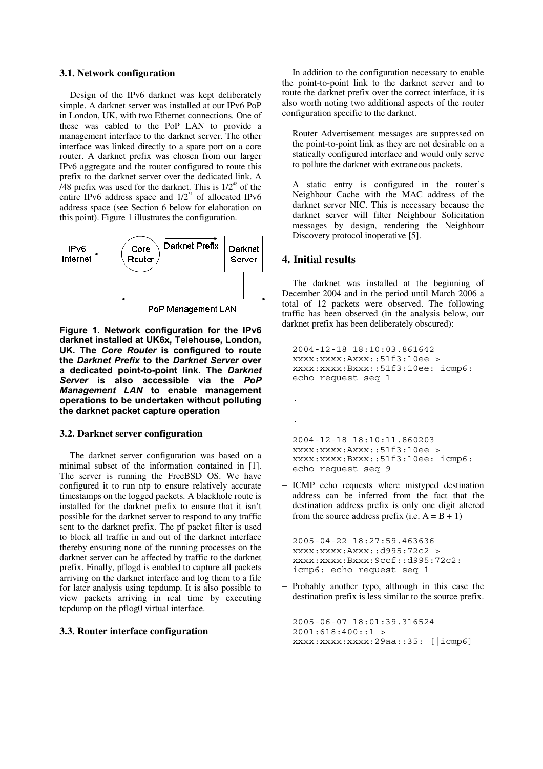### 3.1. Network configuration

Design of the IPv6 darknet was kept deliberately simple. A darknet server was installed at our IPv6 PoP in London, UK, with two Ethernet connections. One of these was cabled to the PoP LAN to provide a management interface to the darknet server. The other interface was linked directly to a spare port on a core router. A darknet prefix was chosen from our larger IPv6 aggregate and the router configured to route this prefix to the darknet server over the dedicated link. A /48 prefix was used for the darknet. This is $1/2^{48}$ of the entire IPv6 address space and $1/2^{31}$ of allocated IPv6 address space (see Section 6 below for elaboration on this point). Figure 1 illustrates the configuration.

**Figure 1. Network configuration for the IPv6 darknet installed at UK6x, Telehouse, London, UK. The *Core Router* is configured to route the *Darknet Prefix* to the *Darknet Server* over a dedicated point-to-point link. The *Darknet Server* is also accessible via the *PoP Management LAN* to enable management operations to be undertaken without polluting the darknet packet capture operation**

### 3.2. Darknet server configuration

The darknet server configuration was based on a minimal subset of the information contained in [1]. The server is running the FreeBSD OS. We have configured it to run ntp to ensure relatively accurate timestamps on the logged packets. A blackhole route is installed for the darknet prefix to ensure that it isn't possible for the darknet server to respond to any traffic sent to the darknet prefix. The pf packet filter is used to block all traffic in and out of the darknet interface thereby ensuring none of the running processes on the darknet server can be affected by traffic to the darknet prefix. Finally, pflogd is enabled to capture all packets arriving on the darknet interface and log them to a file for later analysis using tcpdump. It is also possible to view packets arriving in real time by executing tcpdump on the pflog0 virtual interface.

### 3.3. Router interface configuration

In addition to the configuration necessary to enable the point-to-point link to the darknet server and to route the darknet prefix over the correct interface, it is also worth noting two additional aspects of the router configuration specific to the darknet.

Router Advertisement messages are suppressed on the point-to-point link as they are not desirable on a statically configured interface and would only serve to pollute the darknet with extraneous packets.

A static entry is configured in the router's Neighbour Cache with the MAC address of the darknet server NIC. This is necessary because the darknet server will filter Neighbour Solicitation messages by design, rendering the Neighbour Discovery protocol inoperative [5].

## 4. Initial results

The darknet was installed at the beginning of December 2004 and in the period until March 2006 a total of 12 packets were observed. The following traffic has been observed (in the analysis below, our darknet prefix has been deliberately obscured):

```
2004-12-18 18:10:03.861642
xxxx:xxxx:Axxx::51f3:10ee >
xxxx:xxxx:Bxxx::51f3:10ee: icmp6:
echo request seq 1

.

.

2004-12-18 18:10:11.860203
xxxx:xxxx:Axxx::51f3:10ee >
xxxx:xxxx:Bxxx::51f3:10ee: icmp6:
echo request seq 9
```

- ICMP echo requests where mistyped destination address can be inferred from the fact that the destination address prefix is only one digit altered from the source address prefix (i.e. A = B + 1)

```
2005-04-22 18:27:59.463636
xxxx:xxxx:Axxx::d995:72c2 >
xxxx:xxxx:Bxxx:9ccf::d995:72c2:
icmp6: echo request seq 1
```

- Probably another typo, although in this case the destination prefix is less similar to the source prefix.

```
2005-06-07 18:01:39.316524
2001:618:400::1 >
xxxx:xxxx:xxxx:29aa::35: [|icmp6]
```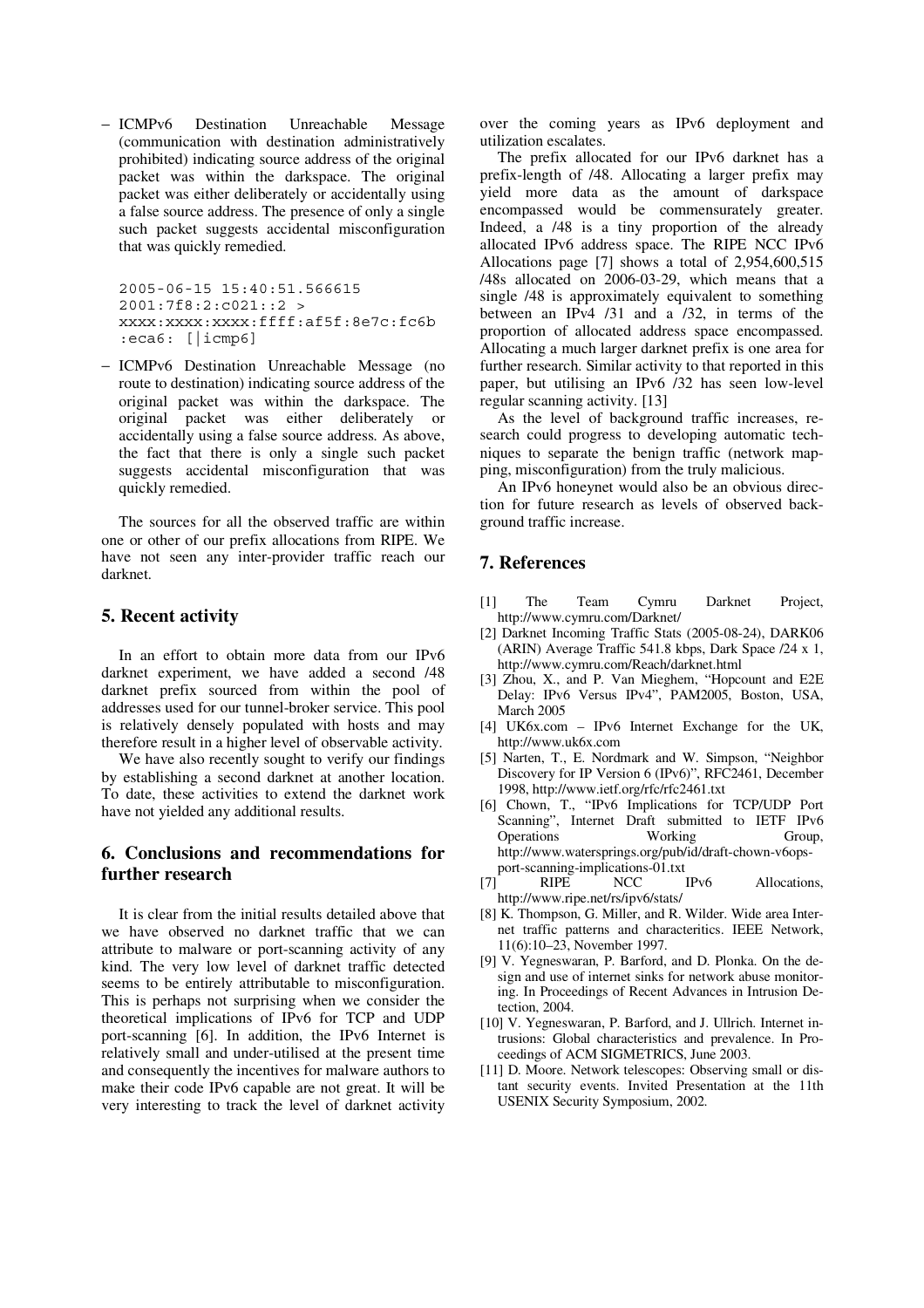- ICMPv6 Destination Unreachable Message (communication with destination administratively prohibited) indicating source address of the original packet was within the darkspace. The original packet was either deliberately or accidentally using a false source address. The presence of only a single such packet suggests accidental misconfiguration that was quickly remedied.

```
2005-06-15 15:40:51.566615
2001:7f8:2:c021::2 >
xxxx:xxxx:xxxx:ffff:af5f:8e7c:fc6b
:eca6: [|icmp6]
```

- ICMPv6 Destination Unreachable Message (no route to destination) indicating source address of the original packet was within the darkspace. The original packet was either deliberately or accidentally using a false source address. As above, the fact that there is only a single such packet suggests accidental misconfiguration that was quickly remedied.

The sources for all the observed traffic are within one or other of our prefix allocations from RIPE. We have not seen any inter-provider traffic reach our darknet.

## 5. Recent activity

In an effort to obtain more data from our IPv6 darknet experiment, we have added a second /48 darknet prefix sourced from within the pool of addresses used for our tunnel-broker service. This pool is relatively densely populated with hosts and may therefore result in a higher level of observable activity.

We have also recently sought to verify our findings by establishing a second darknet at another location. To date, these activities to extend the darknet work have not yielded any additional results.

## 6. Conclusions and recommendations for further research

It is clear from the initial results detailed above that we have observed no darknet traffic that we can attribute to malware or port-scanning activity of any kind. The very low level of darknet traffic detected seems to be entirely attributable to misconfiguration. This is perhaps not surprising when we consider the theoretical implications of IPv6 for TCP and UDP port-scanning [6]. In addition, the IPv6 Internet is relatively small and under-utilised at the present time and consequently the incentives for malware authors to make their code IPv6 capable are not great. It will be very interesting to track the level of darknet activity over the coming years as IPv6 deployment and utilization escalates.

The prefix allocated for our IPv6 darknet has a prefix-length of /48. Allocating a larger prefix may yield more data as the amount of darkspace encompassed would be commensurately greater. Indeed, a /48 is a tiny proportion of the already allocated IPv6 address space. The RIPE NCC IPv6 Allocations page [7] shows a total of 2,954,600,515 /48s allocated on 2006-03-29, which means that a single /48 is approximately equivalent to something between an IPv4 /31 and a /32, in terms of the proportion of allocated address space encompassed. Allocating a much larger darknet prefix is one area for further research. Similar activity to that reported in this paper, but utilising an IPv6 /32 has seen low-level regular scanning activity. [13]

As the level of background traffic increases, research could progress to developing automatic techniques to separate the benign traffic (network mapping, misconfiguration) from the truly malicious.

An IPv6 honeynet would also be an obvious direction for future research as levels of observed background traffic increase.

## 7. References

[1] The Team Cymru Darknet Project, http://www.cymru.com/Darknet/

[2] Darknet Incoming Traffic Stats (2005-08-24), DARK06 (ARIN) Average Traffic 541.8 kbps, Dark Space /24 x 1, http://www.cymru.com/Reach/darknet.html

[3] Zhou, X., and P. Van Mieghem, "Hopcount and E2E Delay: IPv6 Versus IPv4", PAM2005, Boston, USA, March 2005

[4] UK6x.com – IPv6 Internet Exchange for the UK, http://www.uk6x.com

[5] Narten, T., E. Nordmark and W. Simpson, "Neighbor Discovery for IP Version 6 (IPv6)", RFC2461, December 1998, http://www.ietf.org/rfc/rfc2461.txt

[6] Chown, T., "IPv6 Implications for TCP/UDP Port Scanning", Internet Draft submitted to IETF IPv6 Operations Working Group, http://www.watersprings.org/pub/id/draft-chown-v6ops-port-scanning-implications-01.txt

[7] RIPE NCC IPv6 Allocations, http://www.ripe.net/rs/ipv6/stats/

[8] K. Thompson, G. Miller, and R. Wilder. Wide area Internet traffic patterns and characteritics. IEEE Network, 11(6):10–23, November 1997.

[9] V. Yegneswaran, P. Barford, and D. Plonka. On the design and use of internet sinks for network abuse monitoring. In Proceedings of Recent Advances in Intrusion Detection, 2004.

[10] V. Yegneswaran, P. Barford, and J. Ullrich. Internet intrusions: Global characteristics and prevalence. In Proceedings of ACM SIGMETRICS, June 2003.

[11] D. Moore. Network telescopes: Observing small or distant security events. Invited Presentation at the 11th USENIX Security Symposium, 2002.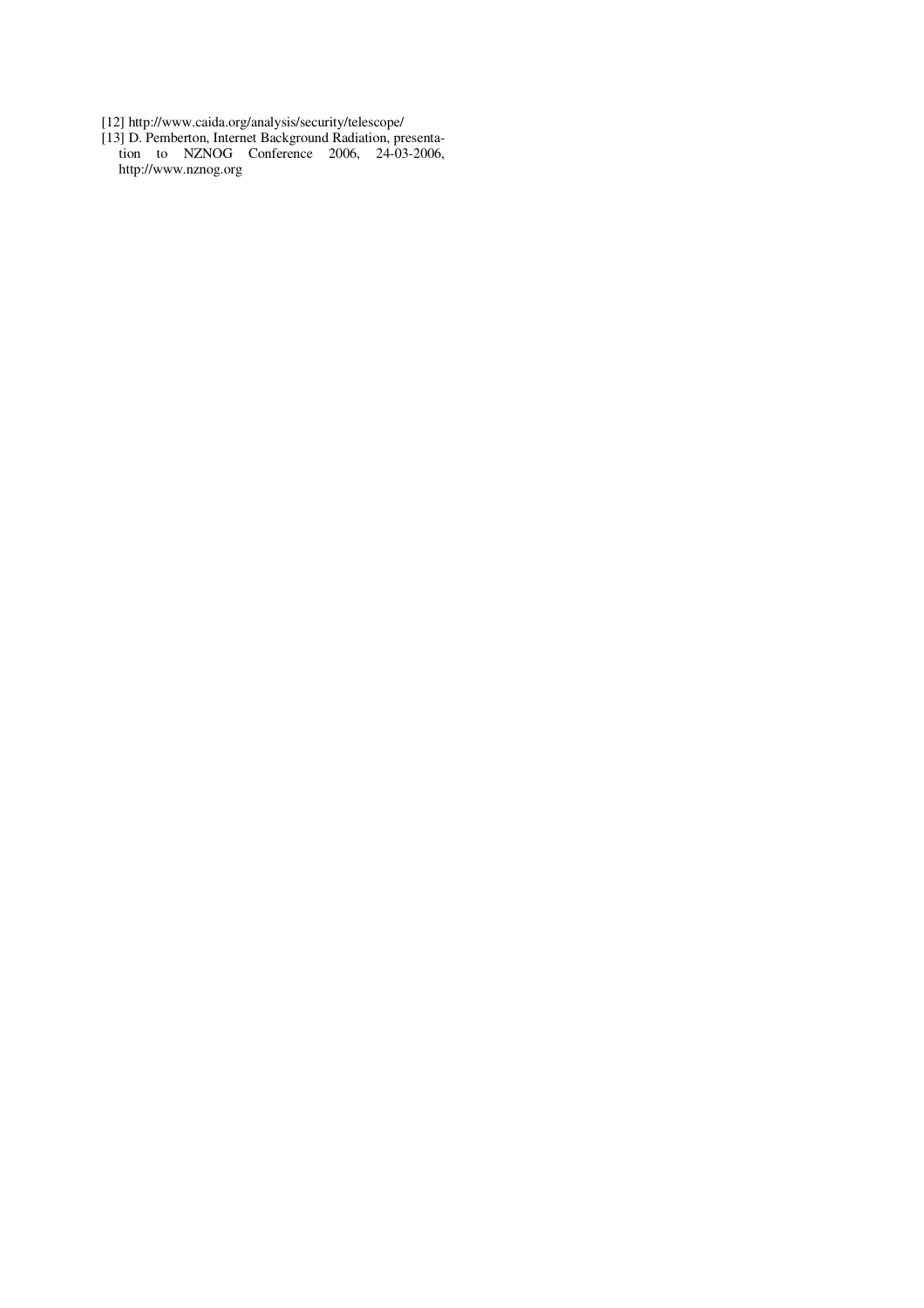[12] http://www.caida.org/analysis/security/telescope/

[13] D. Pemberton, Internet Background Radiation, presentation to NZNOG Conference 2006, 24-03-2006, http://www.nznog.org